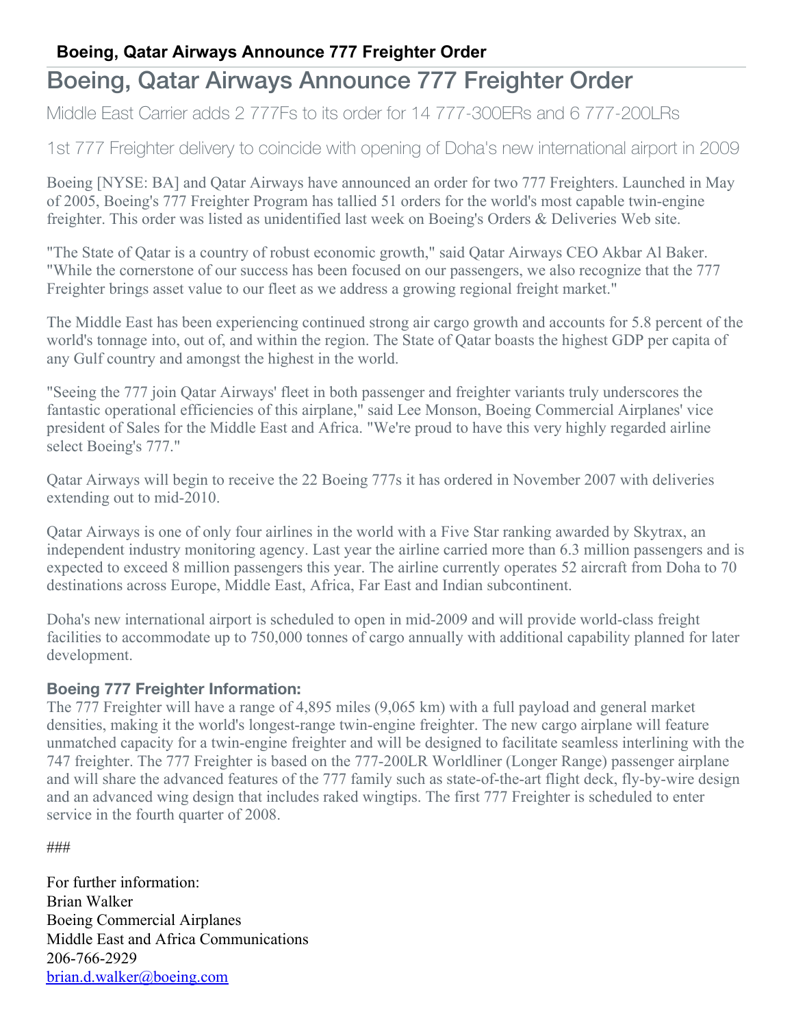# Boeing, Qatar Airways Announce 777 Freighter Order

## Middle East Carrier adds 2 777Fs to its order for 14 777-300ERs and 6 777-200LRs

## 1st 777 Freighter delivery to coincide with opening of Doha's new international airport in 2009

Boeing [NYSE: BA] and Qatar Airways have announced an order for two 777 Freighters. Launched in May of 2005, Boeing's 777 Freighter Program has tallied 51 orders for the world's most capable twin-engine freighter. This order was listed as unidentified last week on Boeing's Orders & Deliveries Web site.

"The State of Qatar is a country of robust economic growth," said Qatar Airways CEO Akbar Al Baker. "While the cornerstone of our success has been focused on our passengers, we also recognize that the 777 Freighter brings asset value to our fleet as we address a growing regional freight market."

The Middle East has been experiencing continued strong air cargo growth and accounts for 5.8 percent of the world's tonnage into, out of, and within the region. The State of Qatar boasts the highest GDP per capita of any Gulf country and amongst the highest in the world.

"Seeing the 777 join Qatar Airways' fleet in both passenger and freighter variants truly underscores the fantastic operational efficiencies of this airplane," said Lee Monson, Boeing Commercial Airplanes' vice president of Sales for the Middle East and Africa. "We're proud to have this very highly regarded airline select Boeing's 777."

Qatar Airways will begin to receive the 22 Boeing 777s it has ordered in November 2007 with deliveries extending out to mid-2010.

Qatar Airways is one of only four airlines in the world with a Five Star ranking awarded by Skytrax, an independent industry monitoring agency. Last year the airline carried more than 6.3 million passengers and is expected to exceed 8 million passengers this year. The airline currently operates 52 aircraft from Doha to 70 destinations across Europe, Middle East, Africa, Far East and Indian subcontinent.

Doha's new international airport is scheduled to open in mid-2009 and will provide world-class freight facilities to accommodate up to 750,000 tonnes of cargo annually with additional capability planned for later development.

### Boeing 777 Freighter Information:

The 777 Freighter will have a range of 4,895 miles (9,065 km) with a full payload and general market densities, making it the world's longest-range twin-engine freighter. The new cargo airplane will feature unmatched capacity for a twin-engine freighter and will be designed to facilitate seamless interlining with the 747 freighter. The 777 Freighter is based on the 777-200LR Worldliner (Longer Range) passenger airplane and will share the advanced features of the 777 family such as state-of-the-art flight deck, fly-by-wire design and an advanced wing design that includes raked wingtips. The first 777 Freighter is scheduled to enter service in the fourth quarter of 2008.

###

For further information:
Brian Walker
Boeing Commercial Airplanes
Middle East and Africa Communications
206-766-2929
brian.d.walker@boeing.com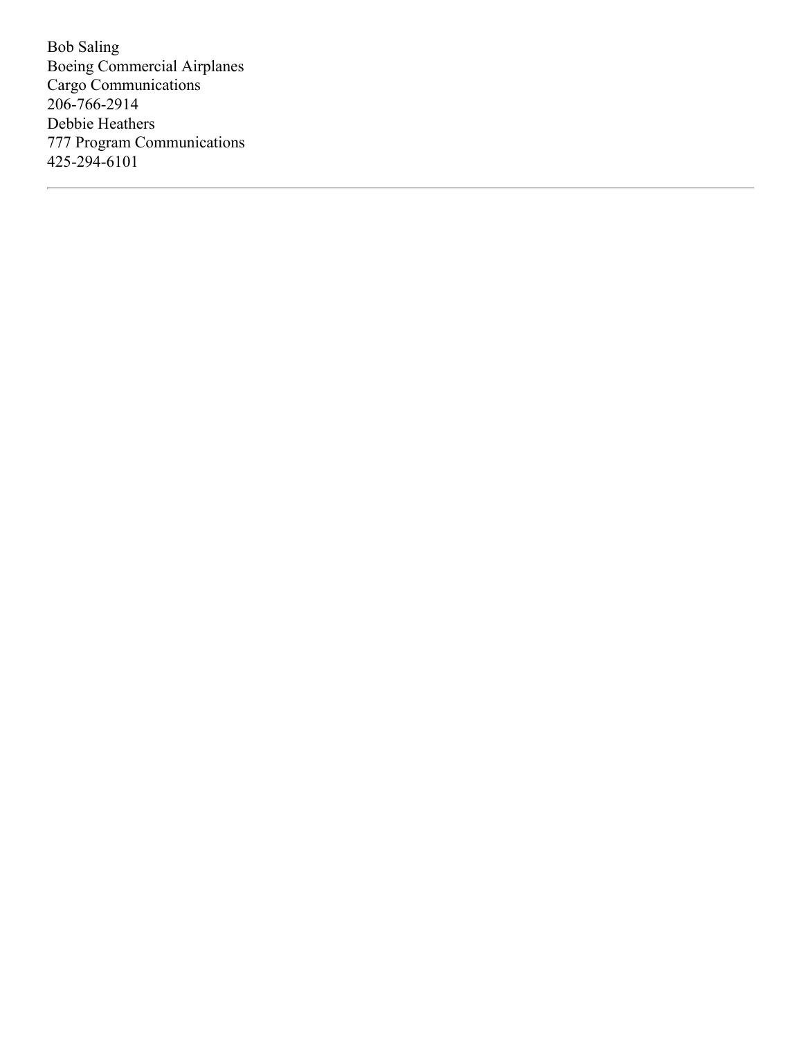Bob Saling
Boeing Commercial Airplanes
Cargo Communications
206-766-2914
Debbie Heathers
777 Program Communications
425-294-6101

---